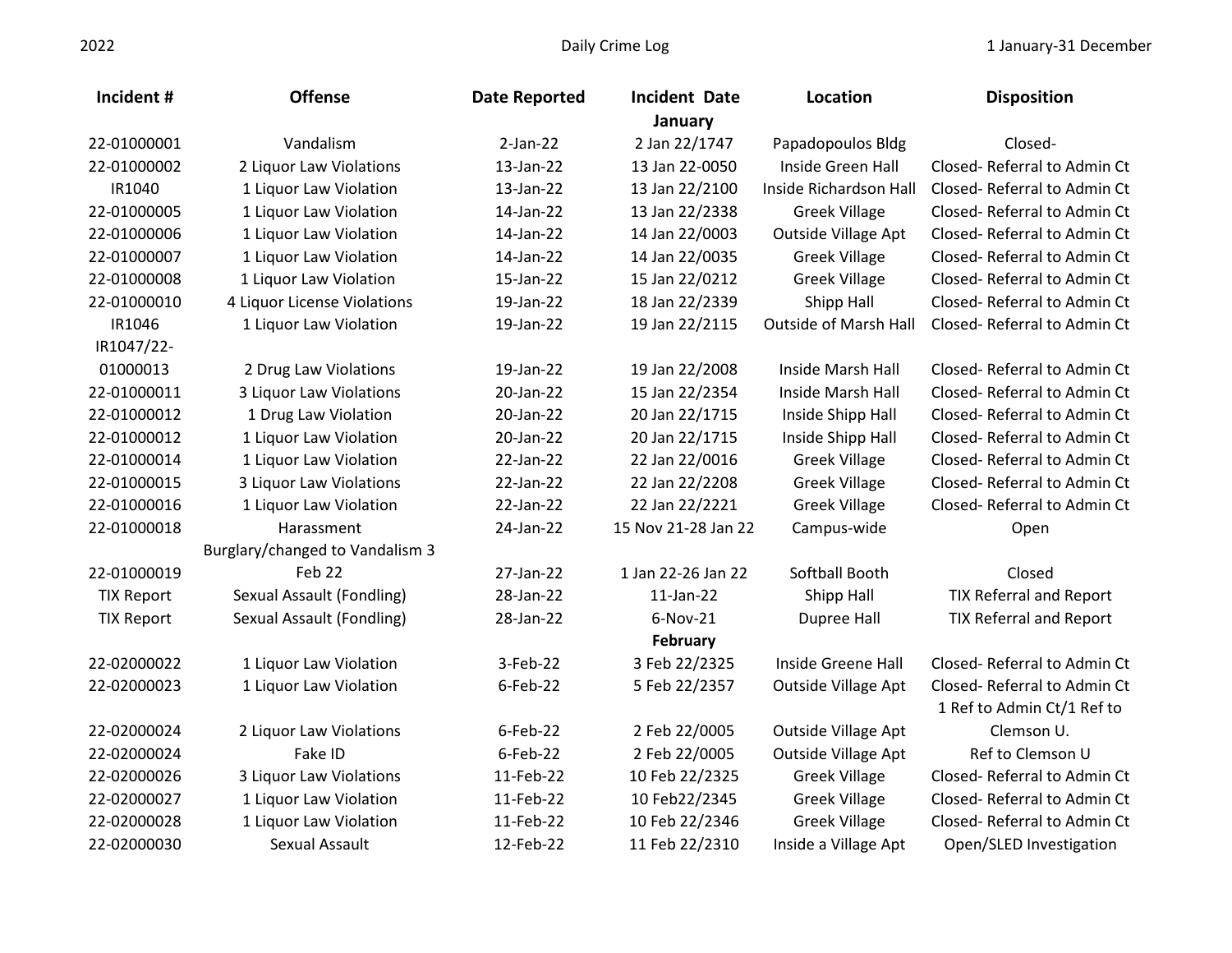2022 Daily Crime Log 1 January-31 December

| Incident # | Offense | Date Reported | Incident Date | Location | Disposition |
|---|---|---|---|---|---|
| | | | **January** | | |
| 22-01000001 | Vandalism | 2-Jan-22 | 2 Jan 22/1747 | Papadopoulos Bldg | Closed- |
| 22-01000002 | 2 Liquor Law Violations | 13-Jan-22 | 13 Jan 22-0050 | Inside Green Hall | Closed- Referral to Admin Ct |
| IR1040 | 1 Liquor Law Violation | 13-Jan-22 | 13 Jan 22/2100 | Inside Richardson Hall | Closed- Referral to Admin Ct |
| 22-01000005 | 1 Liquor Law Violation | 14-Jan-22 | 13 Jan 22/2338 | Greek Village | Closed- Referral to Admin Ct |
| 22-01000006 | 1 Liquor Law Violation | 14-Jan-22 | 14 Jan 22/0003 | Outside Village Apt | Closed- Referral to Admin Ct |
| 22-01000007 | 1 Liquor Law Violation | 14-Jan-22 | 14 Jan 22/0035 | Greek Village | Closed- Referral to Admin Ct |
| 22-01000008 | 1 Liquor Law Violation | 15-Jan-22 | 15 Jan 22/0212 | Greek Village | Closed- Referral to Admin Ct |
| 22-01000010 | 4 Liquor License Violations | 19-Jan-22 | 18 Jan 22/2339 | Shipp Hall | Closed- Referral to Admin Ct |
| IR1046 | 1 Liquor Law Violation | 19-Jan-22 | 19 Jan 22/2115 | Outside of Marsh Hall | Closed- Referral to Admin Ct |
| IR1047/22-01000013 | 2 Drug Law Violations | 19-Jan-22 | 19 Jan 22/2008 | Inside Marsh Hall | Closed- Referral to Admin Ct |
| 22-01000011 | 3 Liquor Law Violations | 20-Jan-22 | 15 Jan 22/2354 | Inside Marsh Hall | Closed- Referral to Admin Ct |
| 22-01000012 | 1 Drug Law Violation | 20-Jan-22 | 20 Jan 22/1715 | Inside Shipp Hall | Closed- Referral to Admin Ct |
| 22-01000012 | 1 Liquor Law Violation | 20-Jan-22 | 20 Jan 22/1715 | Inside Shipp Hall | Closed- Referral to Admin Ct |
| 22-01000014 | 1 Liquor Law Violation | 22-Jan-22 | 22 Jan 22/0016 | Greek Village | Closed- Referral to Admin Ct |
| 22-01000015 | 3 Liquor Law Violations | 22-Jan-22 | 22 Jan 22/2208 | Greek Village | Closed- Referral to Admin Ct |
| 22-01000016 | 1 Liquor Law Violation | 22-Jan-22 | 22 Jan 22/2221 | Greek Village | Closed- Referral to Admin Ct |
| 22-01000018 | Harassment | 24-Jan-22 | 15 Nov 21-28 Jan 22 | Campus-wide | Open |
| 22-01000019 | Burglary/changed to Vandalism 3 Feb 22 | 27-Jan-22 | 1 Jan 22-26 Jan 22 | Softball Booth | Closed |
| TIX Report | Sexual Assault (Fondling) | 28-Jan-22 | 11-Jan-22 | Shipp Hall | TIX Referral and Report |
| TIX Report | Sexual Assault (Fondling) | 28-Jan-22 | 6-Nov-21 | Dupree Hall | TIX Referral and Report |
| | | | **February** | | |
| 22-02000022 | 1 Liquor Law Violation | 3-Feb-22 | 3 Feb 22/2325 | Inside Greene Hall | Closed- Referral to Admin Ct |
| 22-02000023 | 1 Liquor Law Violation | 6-Feb-22 | 5 Feb 22/2357 | Outside Village Apt | Closed- Referral to Admin Ct |
| 22-02000024 | 2 Liquor Law Violations | 6-Feb-22 | 2 Feb 22/0005 | Outside Village Apt | 1 Ref to Admin Ct/1 Ref to Clemson U. |
| 22-02000024 | Fake ID | 6-Feb-22 | 2 Feb 22/0005 | Outside Village Apt | Ref to Clemson U |
| 22-02000026 | 3 Liquor Law Violations | 11-Feb-22 | 10 Feb 22/2325 | Greek Village | Closed- Referral to Admin Ct |
| 22-02000027 | 1 Liquor Law Violation | 11-Feb-22 | 10 Feb22/2345 | Greek Village | Closed- Referral to Admin Ct |
| 22-02000028 | 1 Liquor Law Violation | 11-Feb-22 | 10 Feb 22/2346 | Greek Village | Closed- Referral to Admin Ct |
| 22-02000030 | Sexual Assault | 12-Feb-22 | 11 Feb 22/2310 | Inside a Village Apt | Open/SLED Investigation |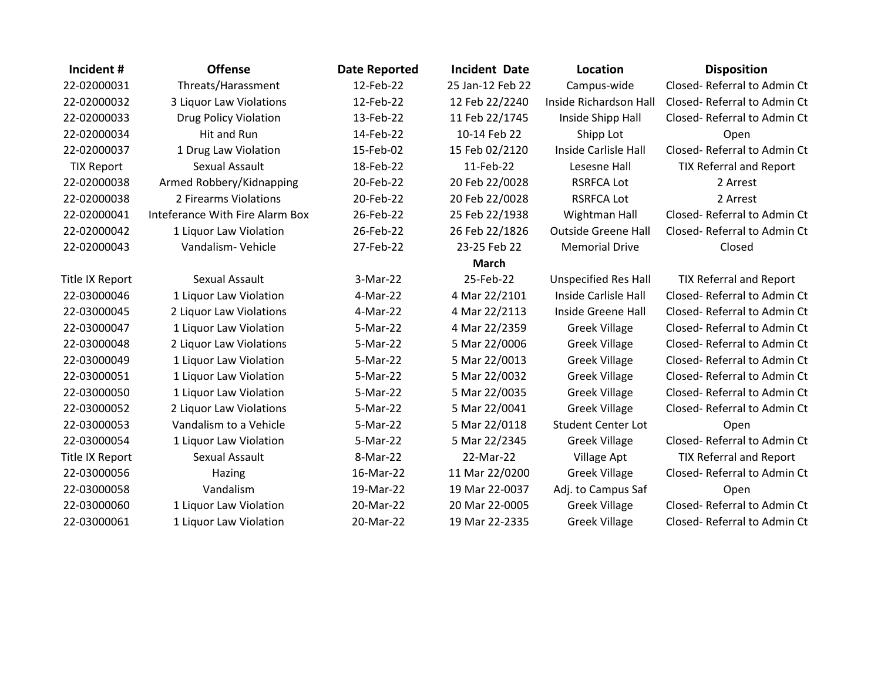| Incident # | Offense | Date Reported | Incident Date | Location | Disposition |
|---|---|---|---|---|---|
| 22-02000031 | Threats/Harassment | 12-Feb-22 | 25 Jan-12 Feb 22 | Campus-wide | Closed- Referral to Admin Ct |
| 22-02000032 | 3 Liquor Law Violations | 12-Feb-22 | 12 Feb 22/2240 | Inside Richardson Hall | Closed- Referral to Admin Ct |
| 22-02000033 | Drug Policy Violation | 13-Feb-22 | 11 Feb 22/1745 | Inside Shipp Hall | Closed- Referral to Admin Ct |
| 22-02000034 | Hit and Run | 14-Feb-22 | 10-14 Feb 22 | Shipp Lot | Open |
| 22-02000037 | 1 Drug Law Violation | 15-Feb-02 | 15 Feb 02/2120 | Inside Carlisle Hall | Closed- Referral to Admin Ct |
| TIX Report | Sexual Assault | 18-Feb-22 | 11-Feb-22 | Lesesne Hall | TIX Referral and Report |
| 22-02000038 | Armed Robbery/Kidnapping | 20-Feb-22 | 20 Feb 22/0028 | RSRFCA Lot | 2 Arrest |
| 22-02000038 | 2 Firearms Violations | 20-Feb-22 | 20 Feb 22/0028 | RSRFCA Lot | 2 Arrest |
| 22-02000041 | Inteferance With Fire Alarm Box | 26-Feb-22 | 25 Feb 22/1938 | Wightman Hall | Closed- Referral to Admin Ct |
| 22-02000042 | 1 Liquor Law Violation | 26-Feb-22 | 26 Feb 22/1826 | Outside Greene Hall | Closed- Referral to Admin Ct |
| 22-02000043 | Vandalism- Vehicle | 27-Feb-22 | 23-25 Feb 22 | Memorial Drive | Closed |
| | | | **March** | | |
| Title IX Report | Sexual Assault | 3-Mar-22 | 25-Feb-22 | Unspecified Res Hall | TIX Referral and Report |
| 22-03000046 | 1 Liquor Law Violation | 4-Mar-22 | 4 Mar 22/2101 | Inside Carlisle Hall | Closed- Referral to Admin Ct |
| 22-03000045 | 2 Liquor Law Violations | 4-Mar-22 | 4 Mar 22/2113 | Inside Greene Hall | Closed- Referral to Admin Ct |
| 22-03000047 | 1 Liquor Law Violation | 5-Mar-22 | 4 Mar 22/2359 | Greek Village | Closed- Referral to Admin Ct |
| 22-03000048 | 2 Liquor Law Violations | 5-Mar-22 | 5 Mar 22/0006 | Greek Village | Closed- Referral to Admin Ct |
| 22-03000049 | 1 Liquor Law Violation | 5-Mar-22 | 5 Mar 22/0013 | Greek Village | Closed- Referral to Admin Ct |
| 22-03000051 | 1 Liquor Law Violation | 5-Mar-22 | 5 Mar 22/0032 | Greek Village | Closed- Referral to Admin Ct |
| 22-03000050 | 1 Liquor Law Violation | 5-Mar-22 | 5 Mar 22/0035 | Greek Village | Closed- Referral to Admin Ct |
| 22-03000052 | 2 Liquor Law Violations | 5-Mar-22 | 5 Mar 22/0041 | Greek Village | Closed- Referral to Admin Ct |
| 22-03000053 | Vandalism to a Vehicle | 5-Mar-22 | 5 Mar 22/0118 | Student Center Lot | Open |
| 22-03000054 | 1 Liquor Law Violation | 5-Mar-22 | 5 Mar 22/2345 | Greek Village | Closed- Referral to Admin Ct |
| Title IX Report | Sexual Assault | 8-Mar-22 | 22-Mar-22 | Village Apt | TIX Referral and Report |
| 22-03000056 | Hazing | 16-Mar-22 | 11 Mar 22/0200 | Greek Village | Closed- Referral to Admin Ct |
| 22-03000058 | Vandalism | 19-Mar-22 | 19 Mar 22-0037 | Adj. to Campus Saf | Open |
| 22-03000060 | 1 Liquor Law Violation | 20-Mar-22 | 20 Mar 22-0005 | Greek Village | Closed- Referral to Admin Ct |
| 22-03000061 | 1 Liquor Law Violation | 20-Mar-22 | 19 Mar 22-2335 | Greek Village | Closed- Referral to Admin Ct |